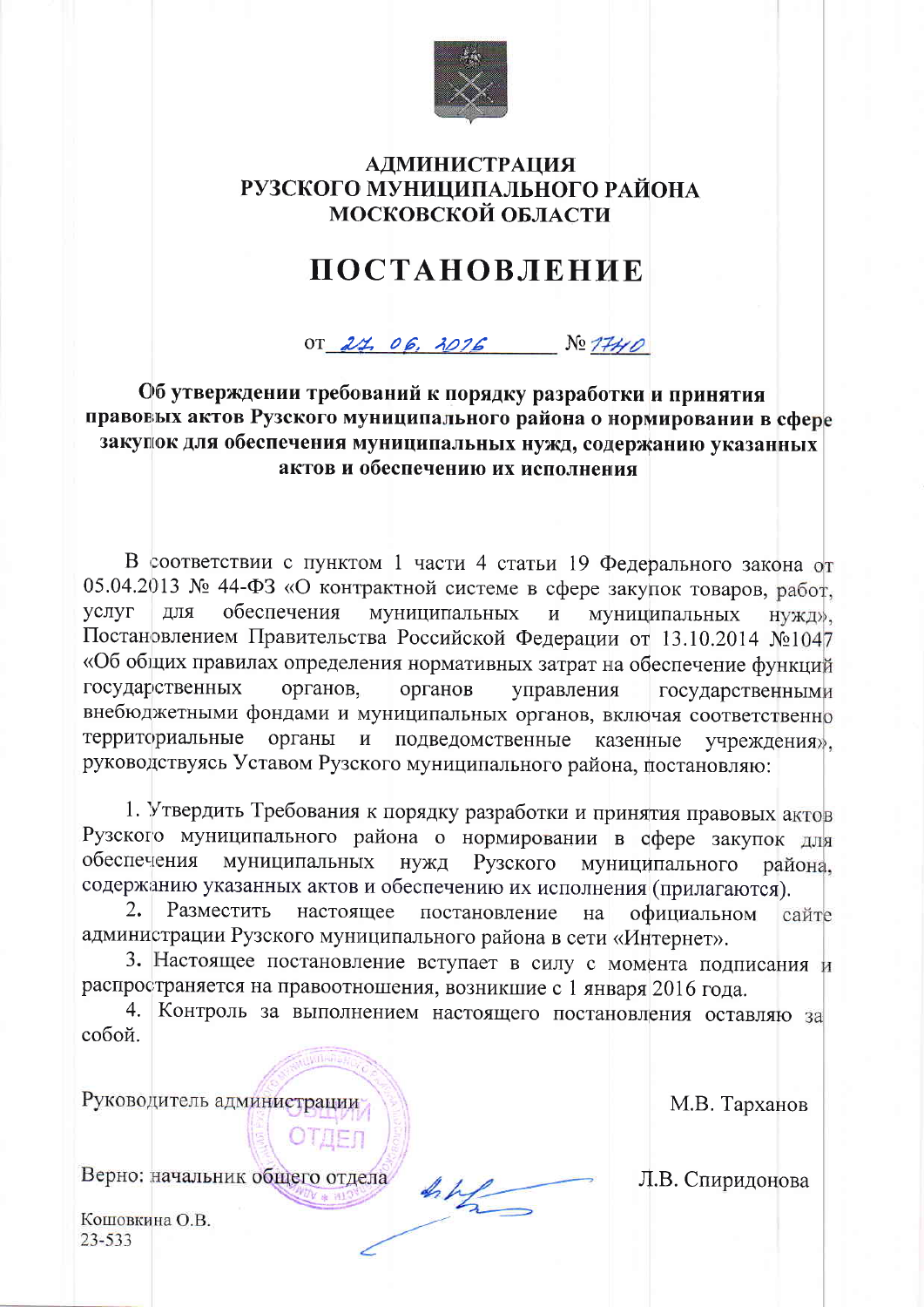# АДМИНИСТРАЦИЯ РУЗСКОГО МУНИЦИПАЛЬНОГО РАЙОНА МОСКОВСКОЙ ОБЛАСТИ

# ПОСТАНОВЛЕНИЕ

от 27. 06. 2016 № 1740

**Об утверждении требований к порядку разработки и принятия правовых актов Рузского муниципального района о нормировании в сфере закупок для обеспечения муниципальных нужд, содержанию указанных актов и обеспечению их исполнения**

В соответствии с пунктом 1 части 4 статьи 19 Федерального закона от 05.04.2013 № 44-ФЗ «О контрактной системе в сфере закупок товаров, работ, услуг для обеспечения муниципальных и муниципальных нужд», Постановлением Правительства Российской Федерации от 13.10.2014 №1047 «Об общих правилах определения нормативных затрат на обеспечение функций государственных органов, органов управления государственными внебюджетными фондами и муниципальных органов, включая соответственно территориальные органы и подведомственные казенные учреждения», руководствуясь Уставом Рузского муниципального района, постановляю:

1. Утвердить Требования к порядку разработки и принятия правовых актов Рузского муниципального района о нормировании в сфере закупок для обеспечения муниципальных нужд Рузского муниципального района, содержанию указанных актов и обеспечению их исполнения (прилагаются).
2. Разместить настоящее постановление на официальном сайте администрации Рузского муниципального района в сети «Интернет».
3. Настоящее постановление вступает в силу с момента подписания и распространяется на правоотношения, возникшие с 1 января 2016 года.
4. Контроль за выполнением настоящего постановления оставляю за собой.

Руководитель администрации М.В. Тарханов

Верно: начальник общего отдела Л.В. Спиридонова

Кошовкина О.В.
23-533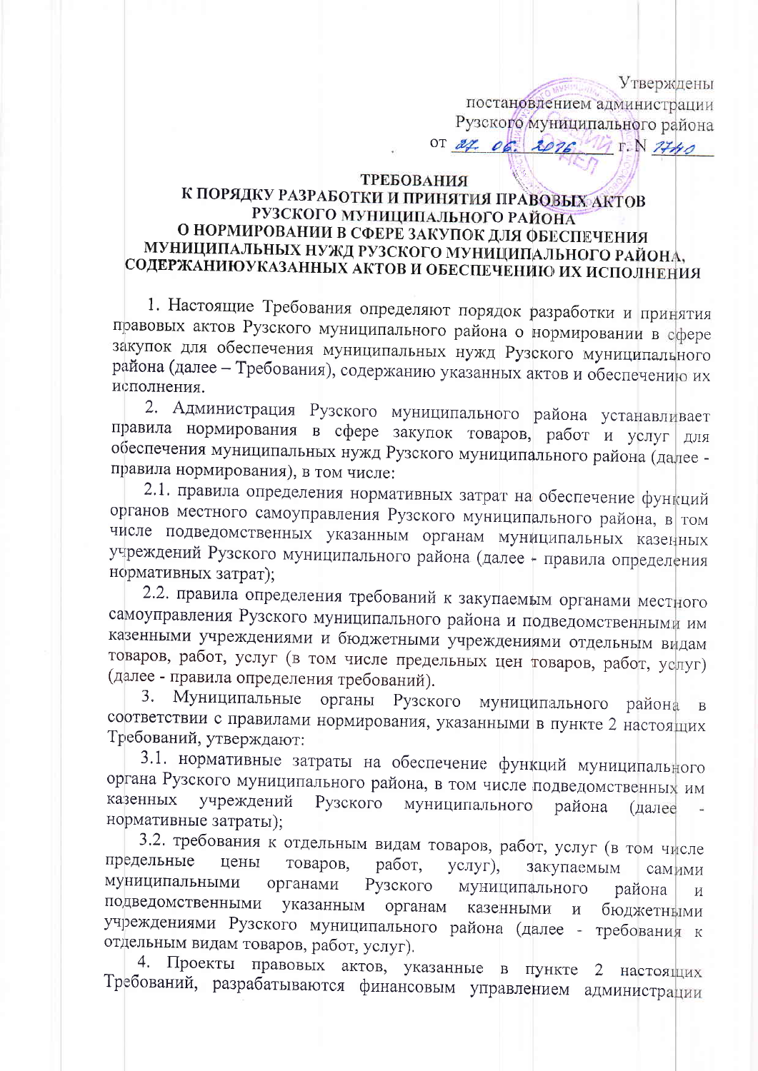Утверждены
постановлением администрации
Рузского муниципального района
от 27.06.2016 г. N 1740

# ТРЕБОВАНИЯ К ПОРЯДКУ РАЗРАБОТКИ И ПРИНЯТИЯ ПРАВОВЫХ АКТОВ РУЗСКОГО МУНИЦИПАЛЬНОГО РАЙОНА О НОРМИРОВАНИИ В СФЕРЕ ЗАКУПОК ДЛЯ ОБЕСПЕЧЕНИЯ МУНИЦИПАЛЬНЫХ НУЖД РУЗСКОГО МУНИЦИПАЛЬНОГО РАЙОНА, СОДЕРЖАНИЮУКАЗАННЫХ АКТОВ И ОБЕСПЕЧЕНИЮ ИХ ИСПОЛНЕНИЯ

1. Настоящие Требования определяют порядок разработки и принятия правовых актов Рузского муниципального района о нормировании в сфере закупок для обеспечения муниципальных нужд Рузского муниципального района (далее – Требования), содержанию указанных актов и обеспечению их исполнения.

2. Администрация Рузского муниципального района устанавливает правила нормирования в сфере закупок товаров, работ и услуг для обеспечения муниципальных нужд Рузского муниципального района (далее - правила нормирования), в том числе:

2.1. правила определения нормативных затрат на обеспечение функций органов местного самоуправления Рузского муниципального района, в том числе подведомственных указанным органам муниципальных казенных учреждений Рузского муниципального района (далее - правила определения нормативных затрат);

2.2. правила определения требований к закупаемым органами местного самоуправления Рузского муниципального района и подведомственными им казенными учреждениями и бюджетными учреждениями отдельным видам товаров, работ, услуг (в том числе предельных цен товаров, работ, услуг) (далее - правила определения требований).

3. Муниципальные органы Рузского муниципального района в соответствии с правилами нормирования, указанными в пункте 2 настоящих Требований, утверждают:

3.1. нормативные затраты на обеспечение функций муниципального органа Рузского муниципального района, в том числе подведомственных им казенных учреждений Рузского муниципального района (далее - нормативные затраты);

3.2. требования к отдельным видам товаров, работ, услуг (в том числе предельные цены товаров, работ, услуг), закупаемым самими муниципальными органами Рузского муниципального района и подведомственными указанным органам казенными и бюджетными учреждениями Рузского муниципального района (далее - требования к отдельным видам товаров, работ, услуг).

4. Проекты правовых актов, указанные в пункте 2 настоящих Требований, разрабатываются финансовым управлением администрации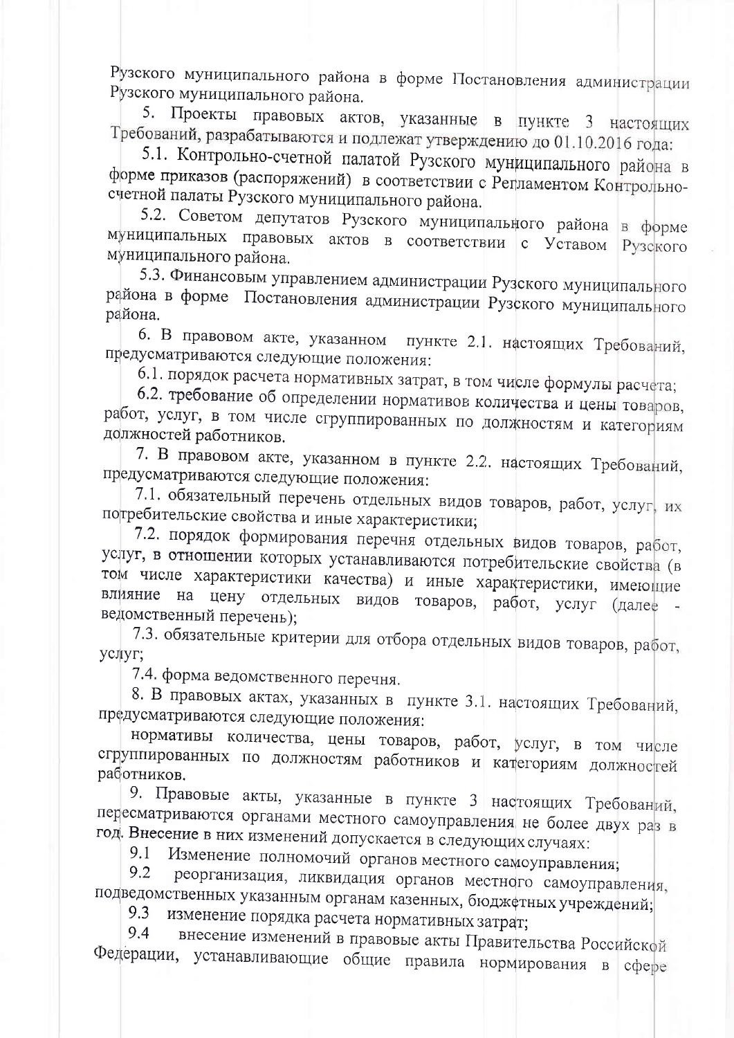Рузского муниципального района в форме Постановления администрации Рузского муниципального района.

5. Проекты правовых актов, указанные в пункте 3 настоящих Требований, разрабатываются и подлежат утверждению до 01.10.2016 года:

5.1. Контрольно-счетной палатой Рузского муниципального района в форме приказов (распоряжений) в соответствии с Регламентом Контрольно-счетной палаты Рузского муниципального района.

5.2. Советом депутатов Рузского муниципального района в форме муниципальных правовых актов в соответствии с Уставом Рузского муниципального района.

5.3. Финансовым управлением администрации Рузского муниципального района в форме Постановления администрации Рузского муниципального района.

6. В правовом акте, указанном пункте 2.1. настоящих Требований, предусматриваются следующие положения:

6.1. порядок расчета нормативных затрат, в том числе формулы расчета;

6.2. требование об определении нормативов количества и цены товаров, работ, услуг, в том числе сгруппированных по должностям и категориям должностей работников.

7. В правовом акте, указанном в пункте 2.2. настоящих Требований, предусматриваются следующие положения:

7.1. обязательный перечень отдельных видов товаров, работ, услуг, их потребительские свойства и иные характеристики;

7.2. порядок формирования перечня отдельных видов товаров, работ, услуг, в отношении которых устанавливаются потребительские свойства (в том числе характеристики качества) и иные характеристики, имеющие влияние на цену отдельных видов товаров, работ, услуг (далее - ведомственный перечень);

7.3. обязательные критерии для отбора отдельных видов товаров, работ, услуг;

7.4. форма ведомственного перечня.

8. В правовых актах, указанных в пункте 3.1. настоящих Требований, предусматриваются следующие положения:

нормативы количества, цены товаров, работ, услуг, в том числе сгруппированных по должностям работников и категориям должностей работников.

9. Правовые акты, указанные в пункте 3 настоящих Требований, пересматриваются органами местного самоуправления не более двух раз в год. Внесение в них изменений допускается в следующих случаях:

9.1 Изменение полномочий органов местного самоуправления;

9.2 реорганизация, ликвидация органов местного самоуправления, подведомственных указанным органам казенных, бюджетных учреждений;

9.3 изменение порядка расчета нормативных затрат;

9.4 внесение изменений в правовые акты Правительства Российской Федерации, устанавливающие общие правила нормирования в сфере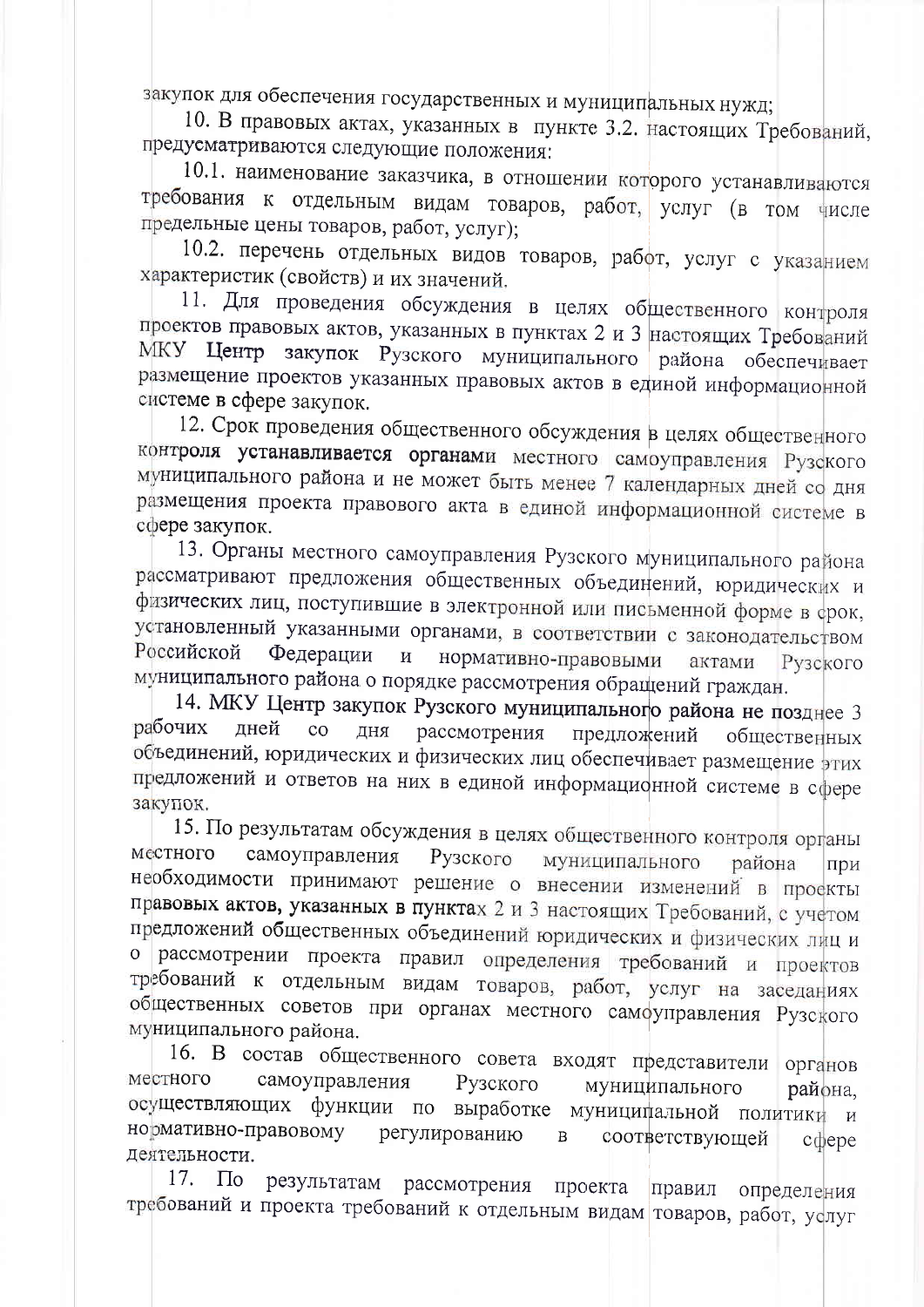закупок для обеспечения государственных и муниципальных нужд;

10. В правовых актах, указанных в пункте 3.2. настоящих Требований, предусматриваются следующие положения:

10.1. наименование заказчика, в отношении которого устанавливаются требования к отдельным видам товаров, работ, услуг (в том числе предельные цены товаров, работ, услуг);

10.2. перечень отдельных видов товаров, работ, услуг с указанием характеристик (свойств) и их значений.

11. Для проведения обсуждения в целях общественного контроля проектов правовых актов, указанных в пунктах 2 и 3 настоящих Требований МКУ Центр закупок Рузского муниципального района обеспечивает размещение проектов указанных правовых актов в единой информационной системе в сфере закупок.

12. Срок проведения общественного обсуждения в целях общественного контроля устанавливается органами местного самоуправления Рузского муниципального района и не может быть менее 7 календарных дней со дня размещения проекта правового акта в единой информационной системе в сфере закупок.

13. Органы местного самоуправления Рузского муниципального района рассматривают предложения общественных объединений, юридических и физических лиц, поступившие в электронной или письменной форме в срок, установленный указанными органами, в соответствии с законодательством Российской Федерации и нормативно-правовыми актами Рузского муниципального района о порядке рассмотрения обращений граждан.

14. МКУ Центр закупок Рузского муниципального района не позднее 3 рабочих дней со дня рассмотрения предложений общественных объединений, юридических и физических лиц обеспечивает размещение этих предложений и ответов на них в единой информационной системе в сфере закупок.

15. По результатам обсуждения в целях общественного контроля органы местного самоуправления Рузского муниципального района при необходимости принимают решение о внесении изменений в проекты правовых актов, указанных в пунктах 2 и 3 настоящих Требований, с учетом предложений общественных объединений юридических и физических лиц и о рассмотрении проекта правил определения требований и проектов требований к отдельным видам товаров, работ, услуг на заседаниях общественных советов при органах местного самоуправления Рузского муниципального района.

16. В состав общественного совета входят представители органов местного самоуправления Рузского муниципального района, осуществляющих функции по выработке муниципальной политики и нормативно-правовому регулированию в соответствующей сфере деятельности.

17. По результатам рассмотрения проекта правил определения требований и проекта требований к отдельным видам товаров, работ, услуг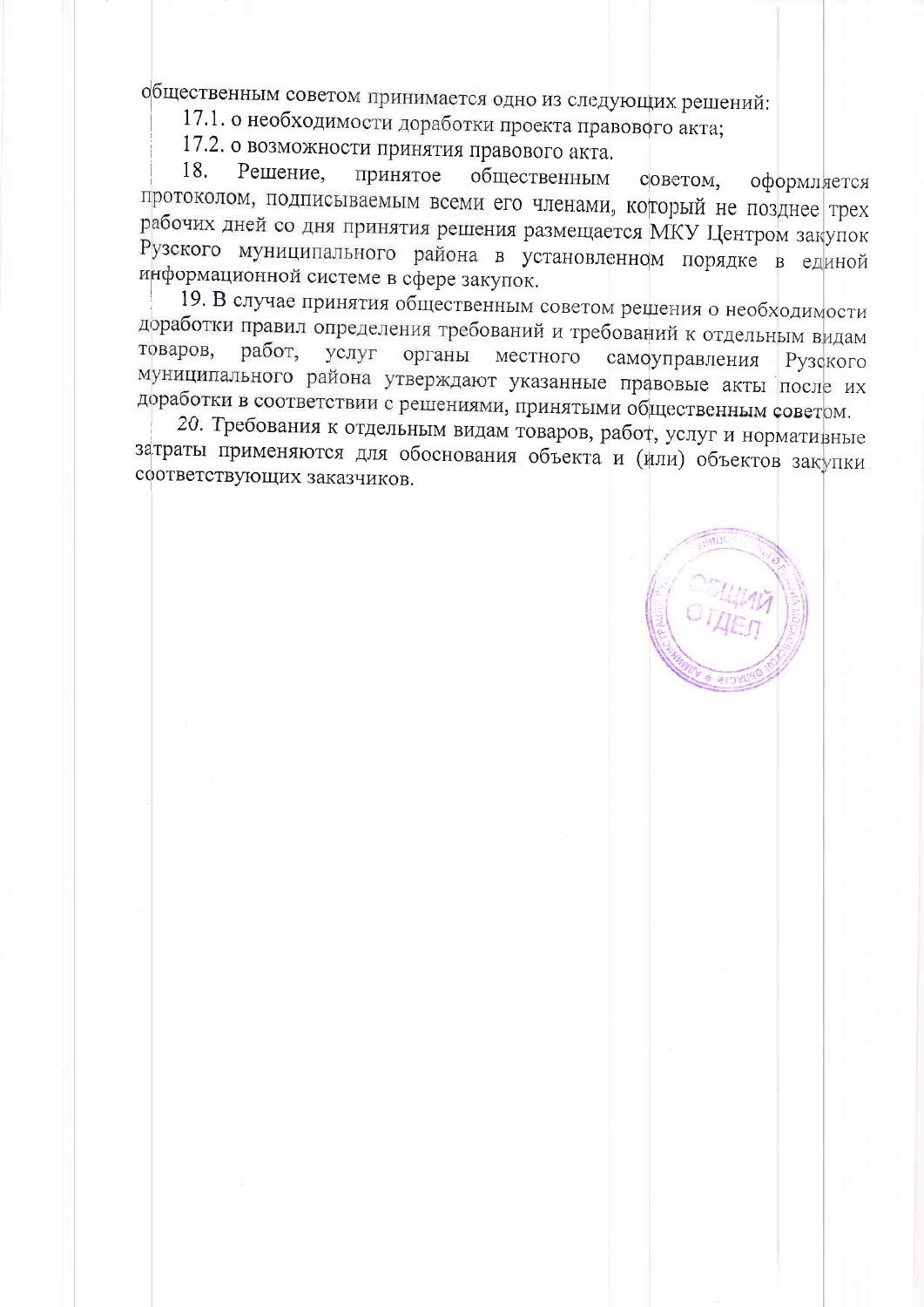общественным советом принимается одно из следующих решений:

17.1. о необходимости доработки проекта правового акта;

17.2. о возможности принятия правового акта.

18. Решение, принятое общественным советом, оформляется протоколом, подписываемым всеми его членами, который не позднее трех рабочих дней со дня принятия решения размещается МКУ Центром закупок Рузского муниципального района в установленном порядке в единой информационной системе в сфере закупок.

19. В случае принятия общественным советом решения о необходимости доработки правил определения требований и требований к отдельным видам товаров, работ, услуг органы местного самоуправления Рузского муниципального района утверждают указанные правовые акты после их доработки в соответствии с решениями, принятыми общественным советом.

20. Требования к отдельным видам товаров, работ, услуг и нормативные затраты применяются для обоснования объекта и (или) объектов закупки соответствующих заказчиков.